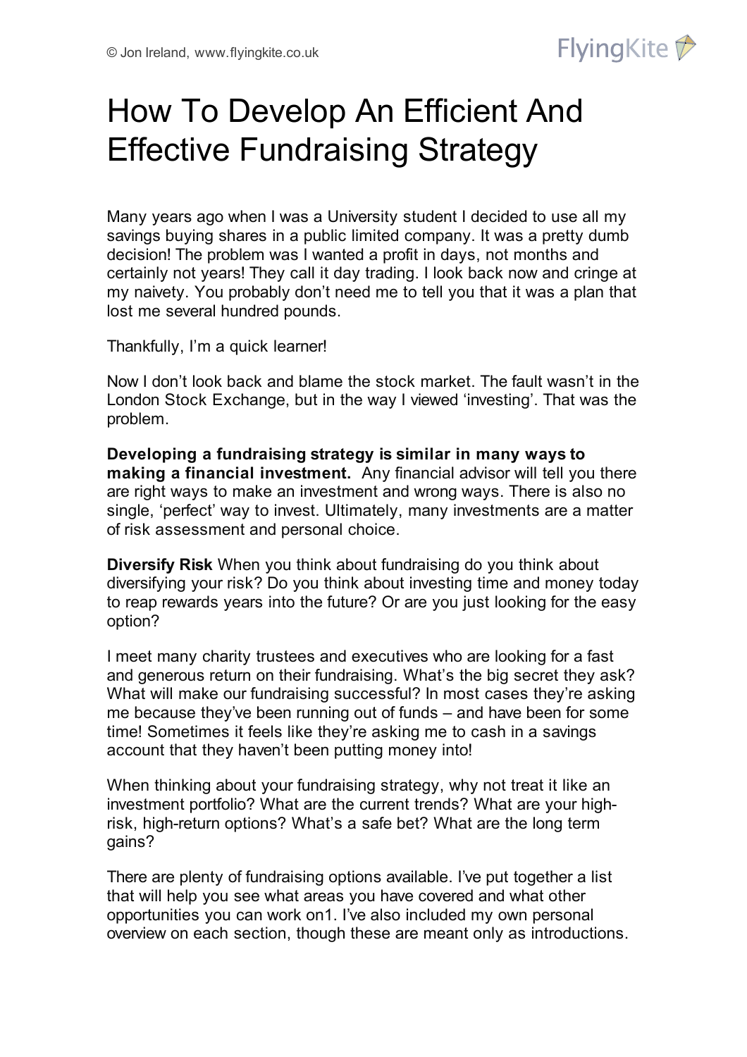# How To Develop An Efficient And Effective Fundraising Strategy

Many years ago when I was a University student I decided to use all my savings buying shares in a public limited company. It was a pretty dumb decision! The problem was I wanted a profit in days, not months and certainly not years! They call it day trading. I look back now and cringe at my naivety. You probably don't need me to tell you that it was a plan that lost me several hundred pounds.

Thankfully, I'm a quick learner!

Now I don't look back and blame the stock market. The fault wasn't in the London Stock Exchange, but in the way I viewed 'investing'. That was the problem.

**Developing a fundraising strategy is similar in many ways to making a financial investment.** Any financial advisor will tell you there are right ways to make an investment and wrong ways. There is also no single, 'perfect' way to invest. Ultimately, many investments are a matter of risk assessment and personal choice.

**Diversify Risk** When you think about fundraising do you think about diversifying your risk? Do you think about investing time and money today to reap rewards years into the future? Or are you just looking for the easy option?

I meet many charity trustees and executives who are looking for a fast and generous return on their fundraising. What's the big secret they ask? What will make our fundraising successful? In most cases they're asking me because they've been running out of funds – and have been for some time! Sometimes it feels like they're asking me to cash in a savings account that they haven't been putting money into!

When thinking about your fundraising strategy, why not treat it like an investment portfolio? What are the current trends? What are your high-risk, high-return options? What's a safe bet? What are the long term gains?

There are plenty of fundraising options available. I've put together a list that will help you see what areas you have covered and what other opportunities you can work on[1]. I've also included my own personal overview on each section, though these are meant only as introductions.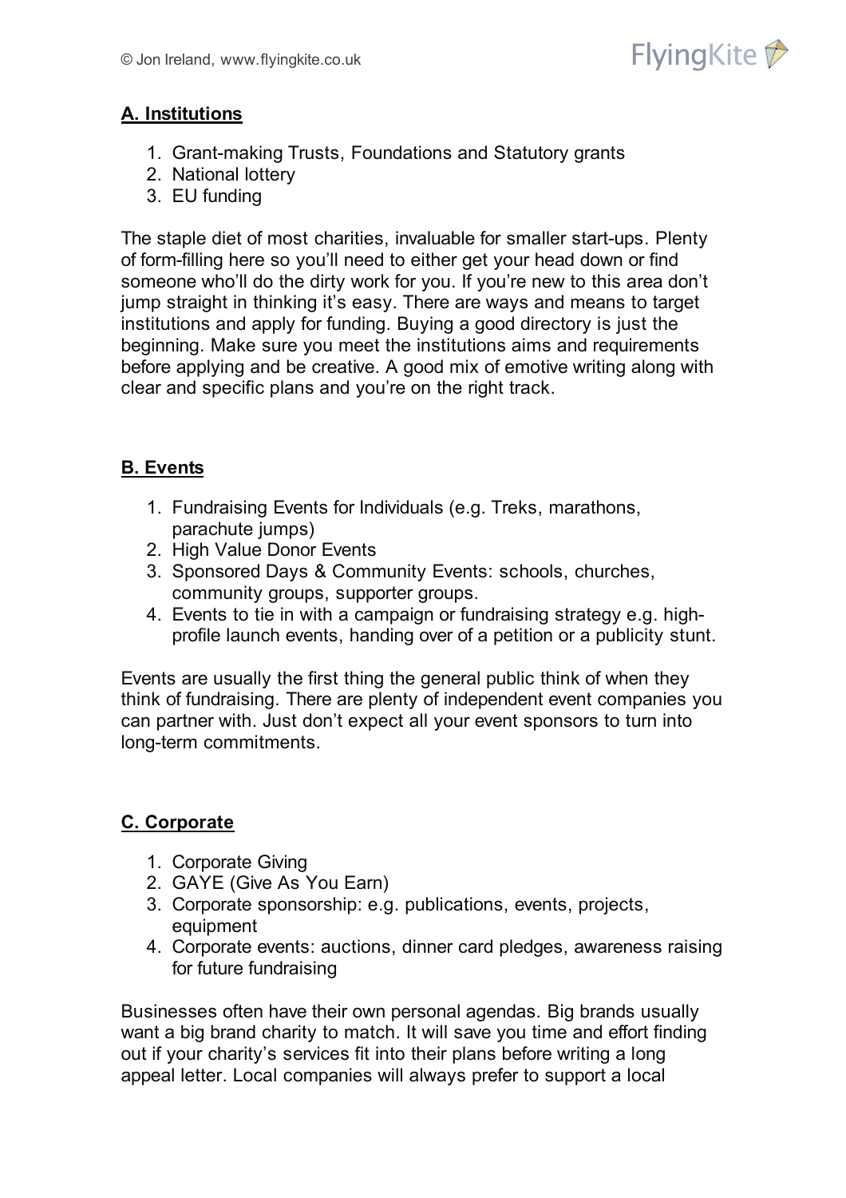**A. Institutions**

1. Grant-making Trusts, Foundations and Statutory grants
2. National lottery
3. EU funding

The staple diet of most charities, invaluable for smaller start-ups. Plenty of form-filling here so you'll need to either get your head down or find someone who'll do the dirty work for you. If you're new to this area don't jump straight in thinking it's easy. There are ways and means to target institutions and apply for funding. Buying a good directory is just the beginning. Make sure you meet the institutions aims and requirements before applying and be creative. A good mix of emotive writing along with clear and specific plans and you're on the right track.

**B. Events**

1. Fundraising Events for Individuals (e.g. Treks, marathons, parachute jumps)
2. High Value Donor Events
3. Sponsored Days & Community Events: schools, churches, community groups, supporter groups.
4. Events to tie in with a campaign or fundraising strategy e.g. high-profile launch events, handing over of a petition or a publicity stunt.

Events are usually the first thing the general public think of when they think of fundraising. There are plenty of independent event companies you can partner with. Just don't expect all your event sponsors to turn into long-term commitments.

**C. Corporate**

1. Corporate Giving
2. GAYE (Give As You Earn)
3. Corporate sponsorship: e.g. publications, events, projects, equipment
4. Corporate events: auctions, dinner card pledges, awareness raising for future fundraising

Businesses often have their own personal agendas. Big brands usually want a big brand charity to match. It will save you time and effort finding out if your charity's services fit into their plans before writing a long appeal letter. Local companies will always prefer to support a local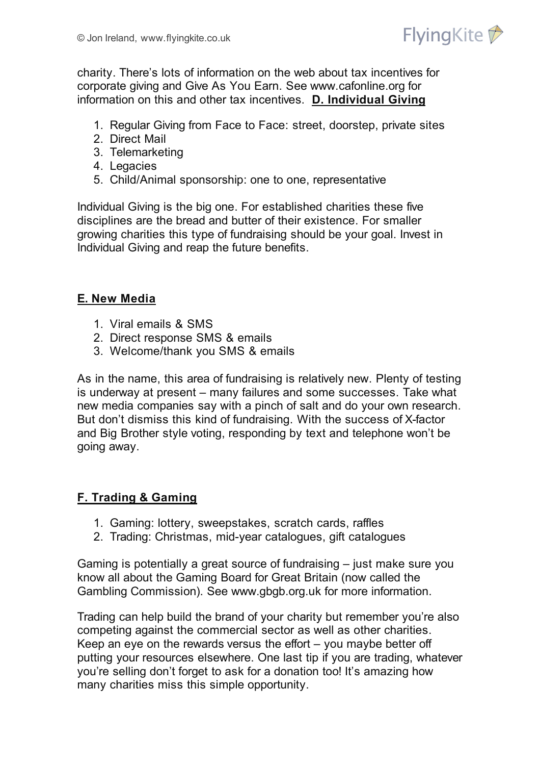charity. There's lots of information on the web about tax incentives for corporate giving and Give As You Earn. See www.cafonline.org for information on this and other tax incentives.

## D. Individual Giving

1. Regular Giving from Face to Face: street, doorstep, private sites
2. Direct Mail
3. Telemarketing
4. Legacies
5. Child/Animal sponsorship: one to one, representative

Individual Giving is the big one. For established charities these five disciplines are the bread and butter of their existence. For smaller growing charities this type of fundraising should be your goal. Invest in Individual Giving and reap the future benefits.

## E. New Media

1. Viral emails & SMS
2. Direct response SMS & emails
3. Welcome/thank you SMS & emails

As in the name, this area of fundraising is relatively new. Plenty of testing is underway at present – many failures and some successes. Take what new media companies say with a pinch of salt and do your own research. But don't dismiss this kind of fundraising. With the success of X-factor and Big Brother style voting, responding by text and telephone won't be going away.

## F. Trading & Gaming

1. Gaming: lottery, sweepstakes, scratch cards, raffles
2. Trading: Christmas, mid-year catalogues, gift catalogues

Gaming is potentially a great source of fundraising – just make sure you know all about the Gaming Board for Great Britain (now called the Gambling Commission). See www.gbgb.org.uk for more information.

Trading can help build the brand of your charity but remember you're also competing against the commercial sector as well as other charities. Keep an eye on the rewards versus the effort – you maybe better off putting your resources elsewhere. One last tip if you are trading, whatever you're selling don't forget to ask for a donation too! It's amazing how many charities miss this simple opportunity.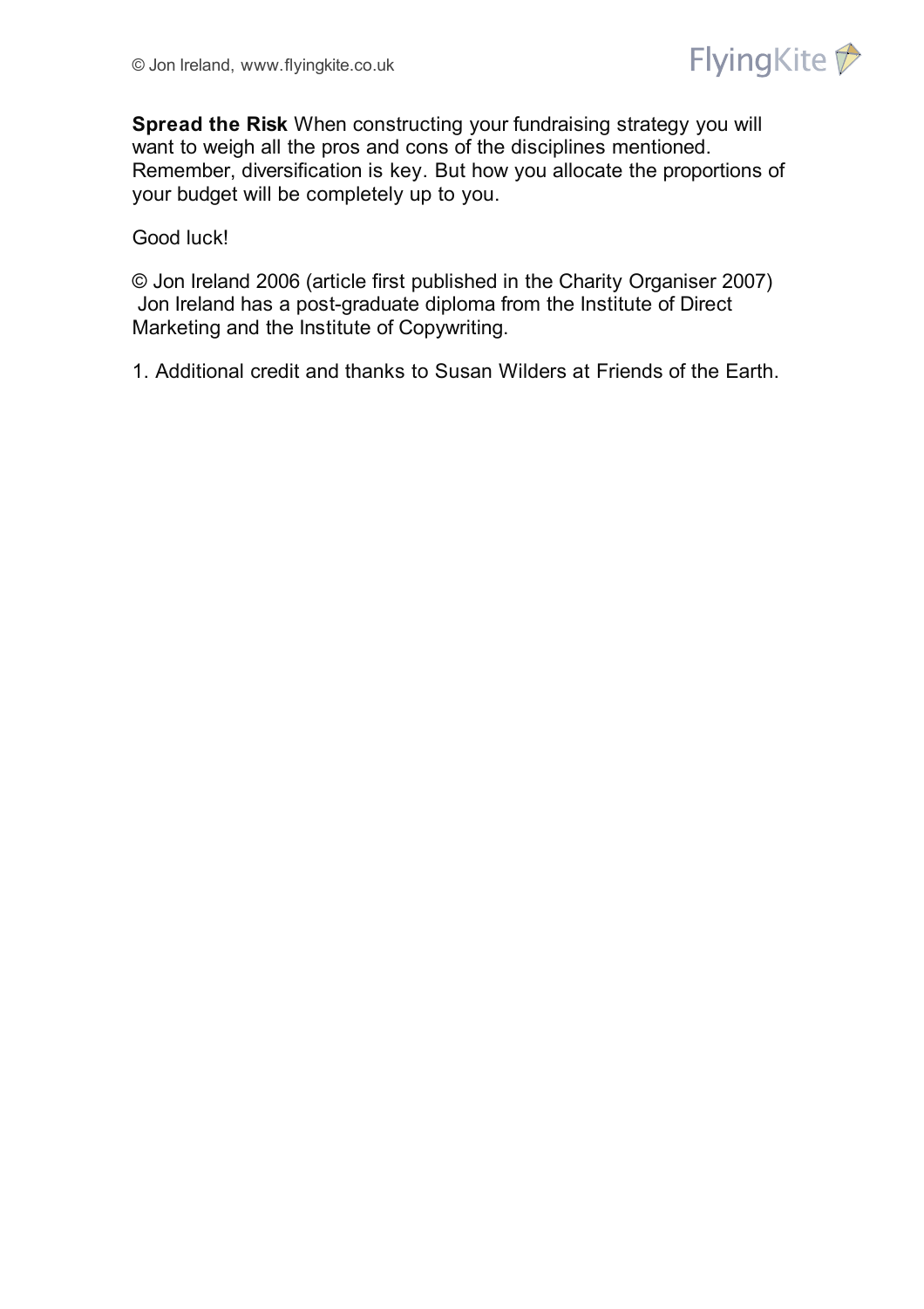**Spread the Risk** When constructing your fundraising strategy you will want to weigh all the pros and cons of the disciplines mentioned. Remember, diversification is key. But how you allocate the proportions of your budget will be completely up to you.

Good luck!

© Jon Ireland 2006 (article first published in the Charity Organiser 2007) Jon Ireland has a post-graduate diploma from the Institute of Direct Marketing and the Institute of Copywriting.

1. Additional credit and thanks to Susan Wilders at Friends of the Earth.